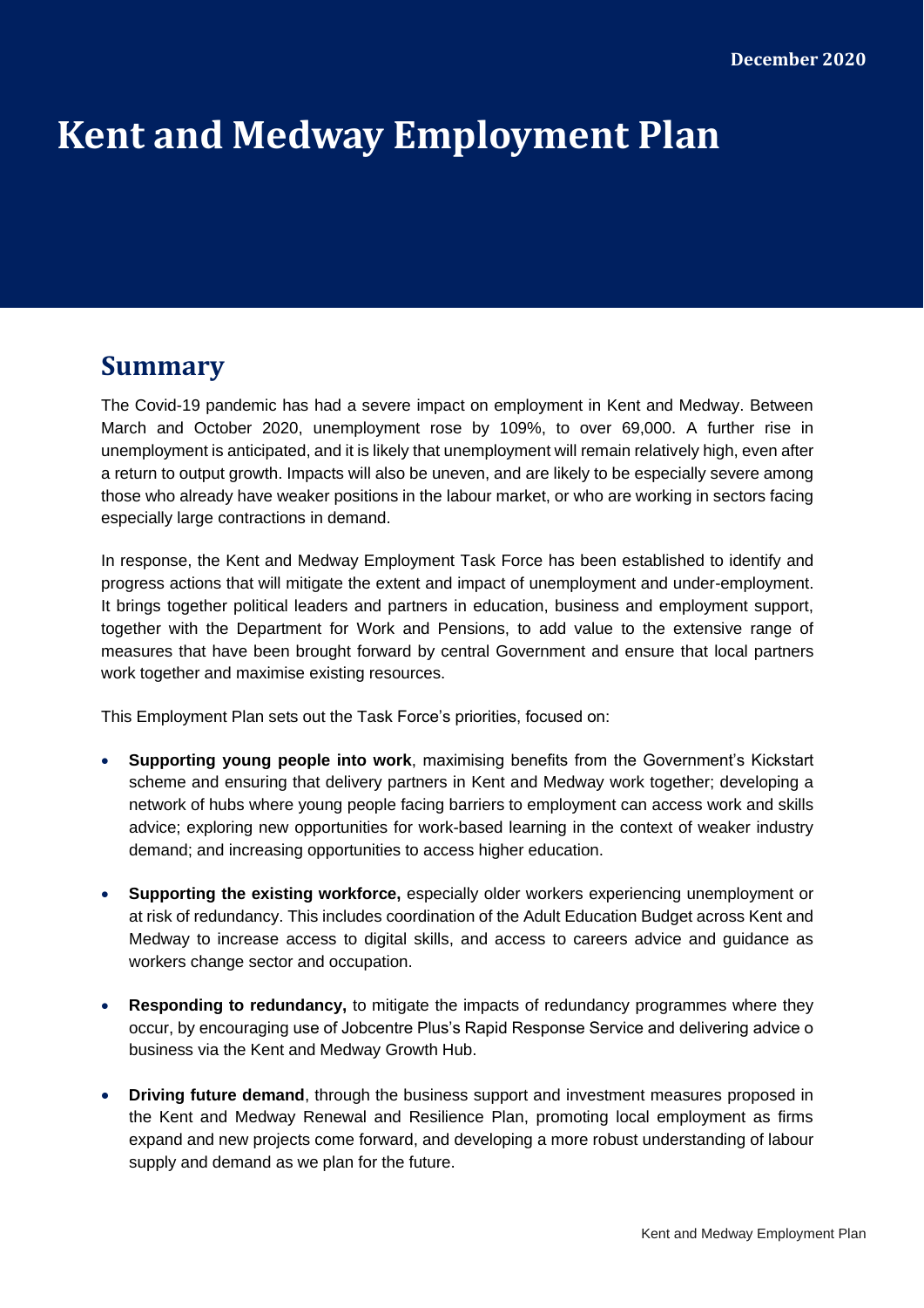December 2020

# Kent and Medway Employment Plan

## Summary

The Covid-19 pandemic has had a severe impact on employment in Kent and Medway. Between March and October 2020, unemployment rose by 109%, to over 69,000. A further rise in unemployment is anticipated, and it is likely that unemployment will remain relatively high, even after a return to output growth. Impacts will also be uneven, and are likely to be especially severe among those who already have weaker positions in the labour market, or who are working in sectors facing especially large contractions in demand.

In response, the Kent and Medway Employment Task Force has been established to identify and progress actions that will mitigate the extent and impact of unemployment and under-employment. It brings together political leaders and partners in education, business and employment support, together with the Department for Work and Pensions, to add value to the extensive range of measures that have been brought forward by central Government and ensure that local partners work together and maximise existing resources.

This Employment Plan sets out the Task Force's priorities, focused on:

- **Supporting young people into work**, maximising benefits from the Government's Kickstart scheme and ensuring that delivery partners in Kent and Medway work together; developing a network of hubs where young people facing barriers to employment can access work and skills advice; exploring new opportunities for work-based learning in the context of weaker industry demand; and increasing opportunities to access higher education.
- **Supporting the existing workforce,** especially older workers experiencing unemployment or at risk of redundancy. This includes coordination of the Adult Education Budget across Kent and Medway to increase access to digital skills, and access to careers advice and guidance as workers change sector and occupation.
- **Responding to redundancy,** to mitigate the impacts of redundancy programmes where they occur, by encouraging use of Jobcentre Plus's Rapid Response Service and delivering advice o business via the Kent and Medway Growth Hub.
- **Driving future demand**, through the business support and investment measures proposed in the Kent and Medway Renewal and Resilience Plan, promoting local employment as firms expand and new projects come forward, and developing a more robust understanding of labour supply and demand as we plan for the future.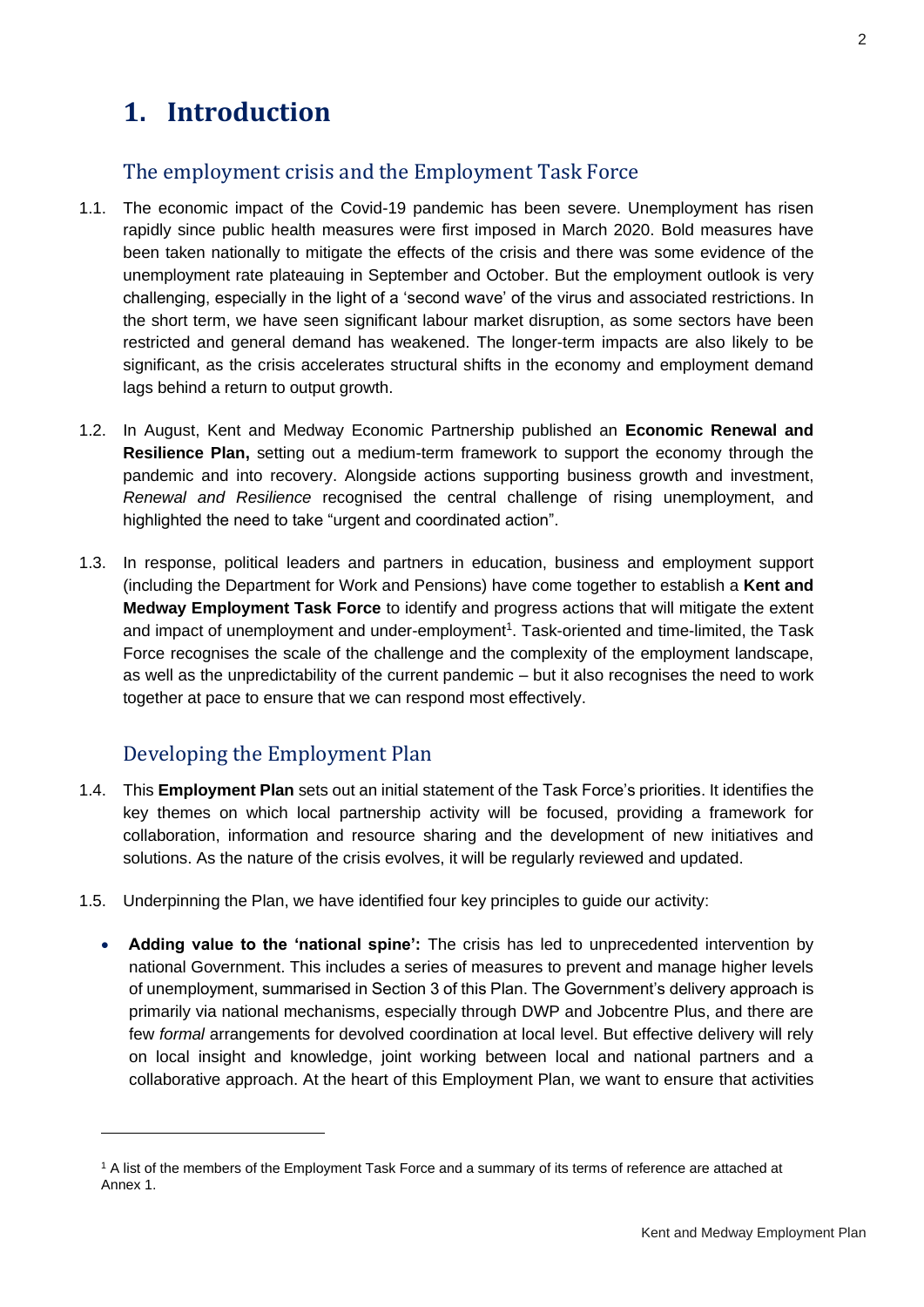# 1. Introduction

## The employment crisis and the Employment Task Force

1.1. The economic impact of the Covid-19 pandemic has been severe. Unemployment has risen rapidly since public health measures were first imposed in March 2020. Bold measures have been taken nationally to mitigate the effects of the crisis and there was some evidence of the unemployment rate plateauing in September and October. But the employment outlook is very challenging, especially in the light of a 'second wave' of the virus and associated restrictions. In the short term, we have seen significant labour market disruption, as some sectors have been restricted and general demand has weakened. The longer-term impacts are also likely to be significant, as the crisis accelerates structural shifts in the economy and employment demand lags behind a return to output growth.

1.2. In August, Kent and Medway Economic Partnership published an **Economic Renewal and Resilience Plan,** setting out a medium-term framework to support the economy through the pandemic and into recovery. Alongside actions supporting business growth and investment, *Renewal and Resilience* recognised the central challenge of rising unemployment, and highlighted the need to take "urgent and coordinated action".

1.3. In response, political leaders and partners in education, business and employment support (including the Department for Work and Pensions) have come together to establish a **Kent and Medway Employment Task Force** to identify and progress actions that will mitigate the extent and impact of unemployment and under-employment[1]. Task-oriented and time-limited, the Task Force recognises the scale of the challenge and the complexity of the employment landscape, as well as the unpredictability of the current pandemic – but it also recognises the need to work together at pace to ensure that we can respond most effectively.

## Developing the Employment Plan

1.4. This **Employment Plan** sets out an initial statement of the Task Force's priorities. It identifies the key themes on which local partnership activity will be focused, providing a framework for collaboration, information and resource sharing and the development of new initiatives and solutions. As the nature of the crisis evolves, it will be regularly reviewed and updated.

1.5. Underpinning the Plan, we have identified four key principles to guide our activity:

- **Adding value to the 'national spine':** The crisis has led to unprecedented intervention by national Government. This includes a series of measures to prevent and manage higher levels of unemployment, summarised in Section 3 of this Plan. The Government's delivery approach is primarily via national mechanisms, especially through DWP and Jobcentre Plus, and there are few *formal* arrangements for devolved coordination at local level. But effective delivery will rely on local insight and knowledge, joint working between local and national partners and a collaborative approach. At the heart of this Employment Plan, we want to ensure that activities

[1] A list of the members of the Employment Task Force and a summary of its terms of reference are attached at Annex 1.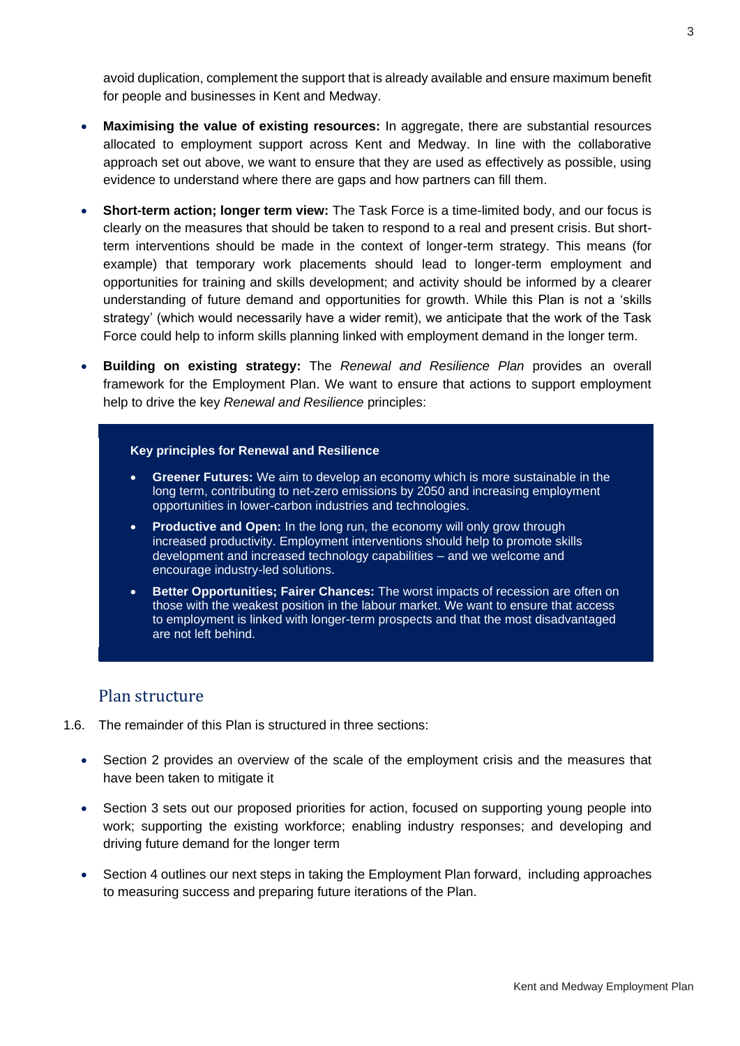avoid duplication, complement the support that is already available and ensure maximum benefit for people and businesses in Kent and Medway.

- **Maximising the value of existing resources:** In aggregate, there are substantial resources allocated to employment support across Kent and Medway. In line with the collaborative approach set out above, we want to ensure that they are used as effectively as possible, using evidence to understand where there are gaps and how partners can fill them.

- **Short-term action; longer term view:** The Task Force is a time-limited body, and our focus is clearly on the measures that should be taken to respond to a real and present crisis. But short-term interventions should be made in the context of longer-term strategy. This means (for example) that temporary work placements should lead to longer-term employment and opportunities for training and skills development; and activity should be informed by a clearer understanding of future demand and opportunities for growth. While this Plan is not a 'skills strategy' (which would necessarily have a wider remit), we anticipate that the work of the Task Force could help to inform skills planning linked with employment demand in the longer term.

- **Building on existing strategy:** The *Renewal and Resilience Plan* provides an overall framework for the Employment Plan. We want to ensure that actions to support employment help to drive the key *Renewal and Resilience* principles:

> **Key principles for Renewal and Resilience**
>
> - **Greener Futures:** We aim to develop an economy which is more sustainable in the long term, contributing to net-zero emissions by 2050 and increasing employment opportunities in lower-carbon industries and technologies.
> - **Productive and Open:** In the long run, the economy will only grow through increased productivity. Employment interventions should help to promote skills development and increased technology capabilities – and we welcome and encourage industry-led solutions.
> - **Better Opportunities; Fairer Chances:** The worst impacts of recession are often on those with the weakest position in the labour market. We want to ensure that access to employment is linked with longer-term prospects and that the most disadvantaged are not left behind.

## Plan structure

1.6. The remainder of this Plan is structured in three sections:

- Section 2 provides an overview of the scale of the employment crisis and the measures that have been taken to mitigate it

- Section 3 sets out our proposed priorities for action, focused on supporting young people into work; supporting the existing workforce; enabling industry responses; and developing and driving future demand for the longer term

- Section 4 outlines our next steps in taking the Employment Plan forward, including approaches to measuring success and preparing future iterations of the Plan.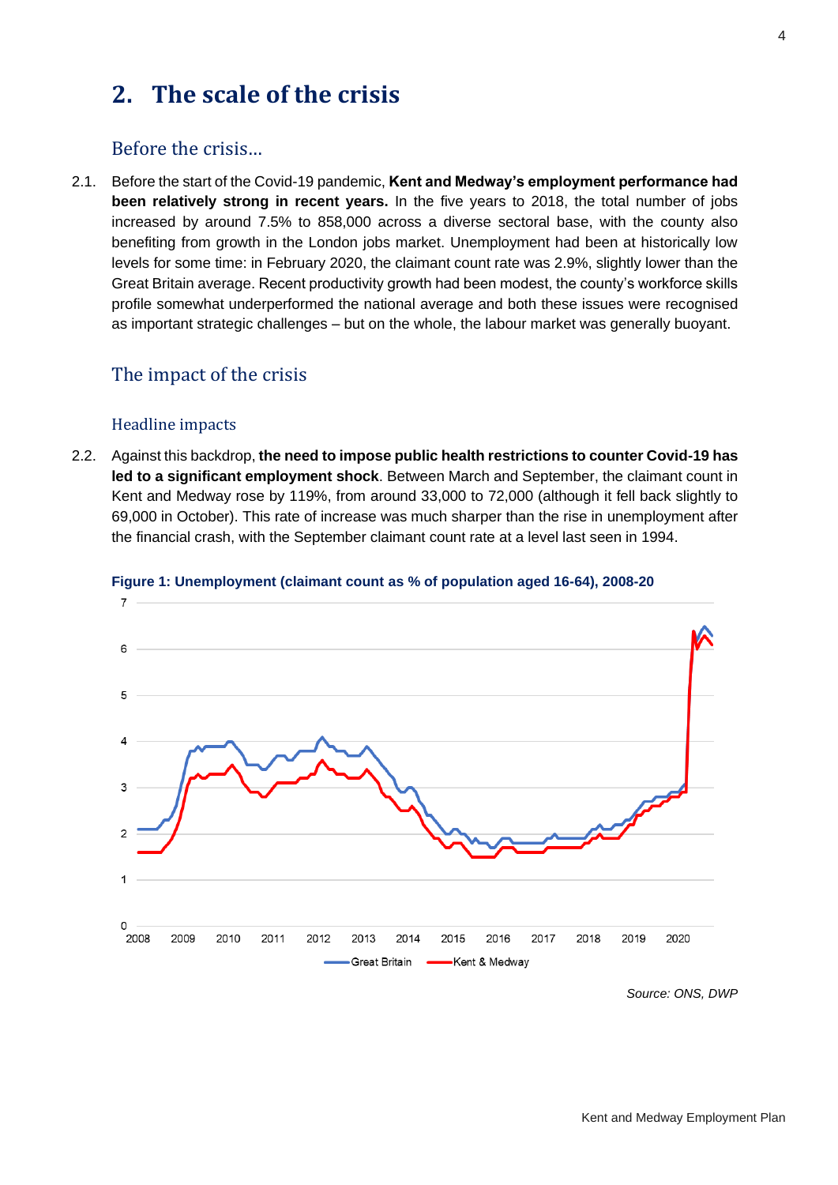## 2. The scale of the crisis

### Before the crisis…

2.1. Before the start of the Covid-19 pandemic, **Kent and Medway's employment performance had been relatively strong in recent years.** In the five years to 2018, the total number of jobs increased by around 7.5% to 858,000 across a diverse sectoral base, with the county also benefiting from growth in the London jobs market. Unemployment had been at historically low levels for some time: in February 2020, the claimant count rate was 2.9%, slightly lower than the Great Britain average. Recent productivity growth had been modest, the county's workforce skills profile somewhat underperformed the national average and both these issues were recognised as important strategic challenges – but on the whole, the labour market was generally buoyant.

### The impact of the crisis

#### Headline impacts

2.2. Against this backdrop, **the need to impose public health restrictions to counter Covid-19 has led to a significant employment shock**. Between March and September, the claimant count in Kent and Medway rose by 119%, from around 33,000 to 72,000 (although it fell back slightly to 69,000 in October). This rate of increase was much sharper than the rise in unemployment after the financial crash, with the September claimant count rate at a level last seen in 1994.

**Figure 1: Unemployment (claimant count as % of population aged 16-64), 2008-20**

*Source: ONS, DWP*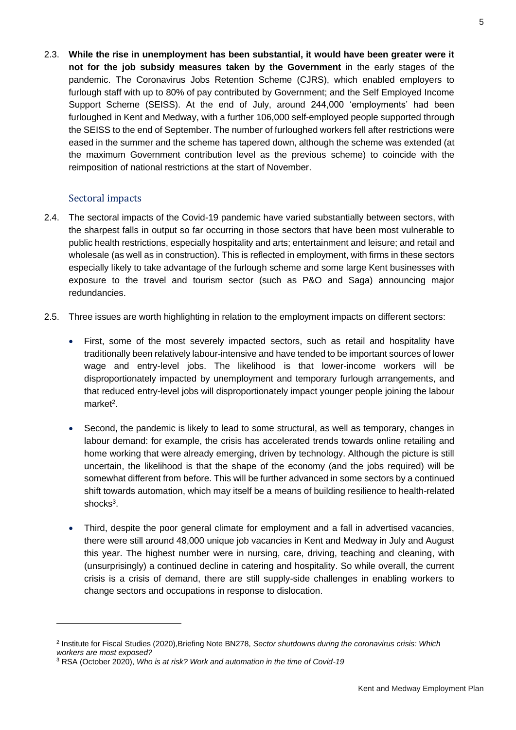2.3. **While the rise in unemployment has been substantial, it would have been greater were it not for the job subsidy measures taken by the Government** in the early stages of the pandemic. The Coronavirus Jobs Retention Scheme (CJRS), which enabled employers to furlough staff with up to 80% of pay contributed by Government; and the Self Employed Income Support Scheme (SEISS). At the end of July, around 244,000 'employments' had been furloughed in Kent and Medway, with a further 106,000 self-employed people supported through the SEISS to the end of September. The number of furloughed workers fell after restrictions were eased in the summer and the scheme has tapered down, although the scheme was extended (at the maximum Government contribution level as the previous scheme) to coincide with the reimposition of national restrictions at the start of November.

### Sectoral impacts

2.4. The sectoral impacts of the Covid-19 pandemic have varied substantially between sectors, with the sharpest falls in output so far occurring in those sectors that have been most vulnerable to public health restrictions, especially hospitality and arts; entertainment and leisure; and retail and wholesale (as well as in construction). This is reflected in employment, with firms in these sectors especially likely to take advantage of the furlough scheme and some large Kent businesses with exposure to the travel and tourism sector (such as P&O and Saga) announcing major redundancies.

2.5. Three issues are worth highlighting in relation to the employment impacts on different sectors:

- First, some of the most severely impacted sectors, such as retail and hospitality have traditionally been relatively labour-intensive and have tended to be important sources of lower wage and entry-level jobs. The likelihood is that lower-income workers will be disproportionately impacted by unemployment and temporary furlough arrangements, and that reduced entry-level jobs will disproportionately impact younger people joining the labour market[2].

- Second, the pandemic is likely to lead to some structural, as well as temporary, changes in labour demand: for example, the crisis has accelerated trends towards online retailing and home working that were already emerging, driven by technology. Although the picture is still uncertain, the likelihood is that the shape of the economy (and the jobs required) will be somewhat different from before. This will be further advanced in some sectors by a continued shift towards automation, which may itself be a means of building resilience to health-related shocks[3].

- Third, despite the poor general climate for employment and a fall in advertised vacancies, there were still around 48,000 unique job vacancies in Kent and Medway in July and August this year. The highest number were in nursing, care, driving, teaching and cleaning, with (unsurprisingly) a continued decline in catering and hospitality. So while overall, the current crisis is a crisis of demand, there are still supply-side challenges in enabling workers to change sectors and occupations in response to dislocation.

---

[2] Institute for Fiscal Studies (2020),Briefing Note BN278, *Sector shutdowns during the coronavirus crisis: Which workers are most exposed?*

[3] RSA (October 2020), *Who is at risk? Work and automation in the time of Covid-19*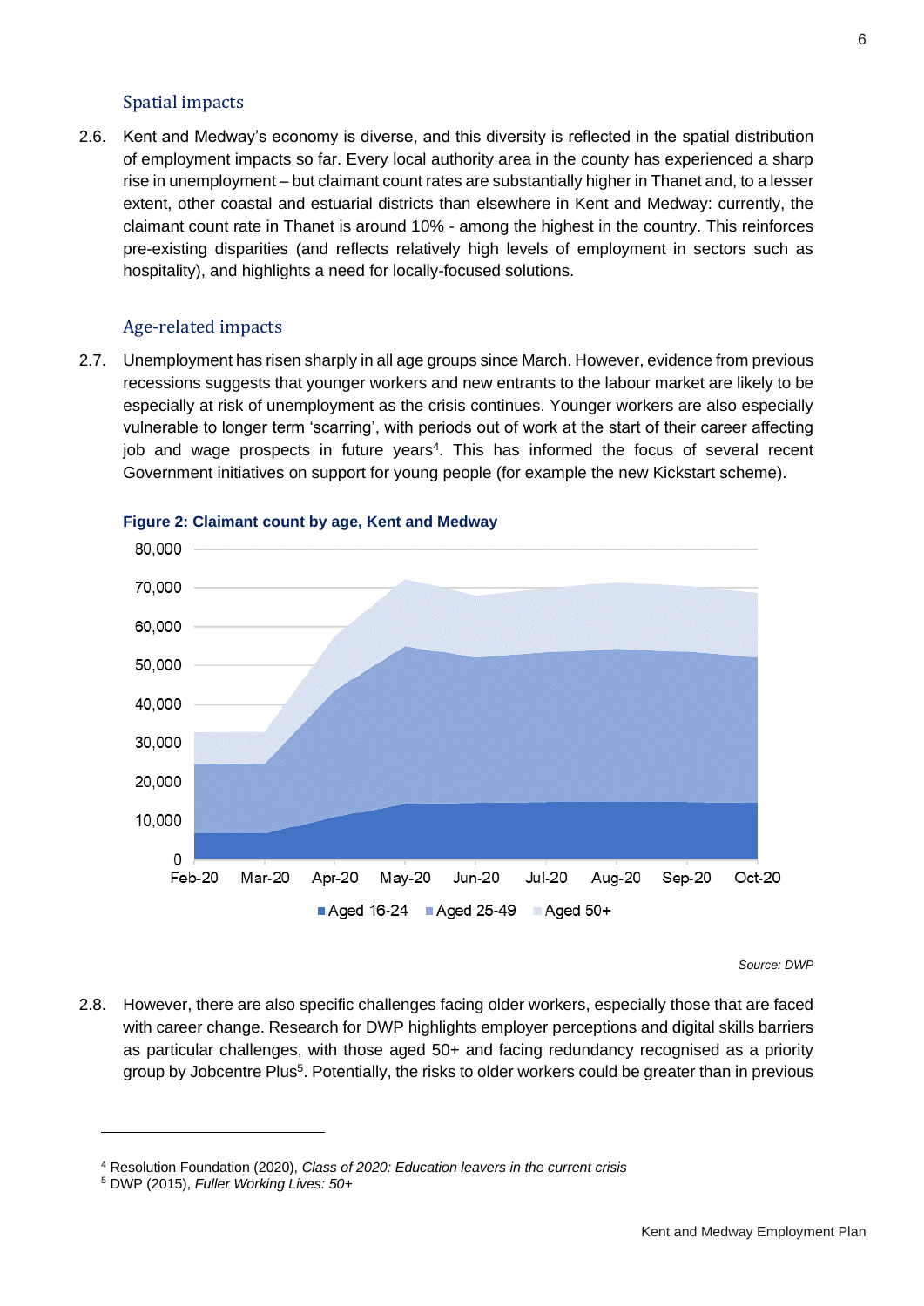### Spatial impacts

2.6. Kent and Medway's economy is diverse, and this diversity is reflected in the spatial distribution of employment impacts so far. Every local authority area in the county has experienced a sharp rise in unemployment – but claimant count rates are substantially higher in Thanet and, to a lesser extent, other coastal and estuarial districts than elsewhere in Kent and Medway: currently, the claimant count rate in Thanet is around 10% - among the highest in the country. This reinforces pre-existing disparities (and reflects relatively high levels of employment in sectors such as hospitality), and highlights a need for locally-focused solutions.

### Age-related impacts

2.7. Unemployment has risen sharply in all age groups since March. However, evidence from previous recessions suggests that younger workers and new entrants to the labour market are likely to be especially at risk of unemployment as the crisis continues. Younger workers are also especially vulnerable to longer term 'scarring', with periods out of work at the start of their career affecting job and wage prospects in future years[4]. This has informed the focus of several recent Government initiatives on support for young people (for example the new Kickstart scheme).

**Figure 2: Claimant count by age, Kent and Medway**

*Source: DWP*

2.8. However, there are also specific challenges facing older workers, especially those that are faced with career change. Research for DWP highlights employer perceptions and digital skills barriers as particular challenges, with those aged 50+ and facing redundancy recognised as a priority group by Jobcentre Plus[5]. Potentially, the risks to older workers could be greater than in previous

---

[4] Resolution Foundation (2020), *Class of 2020: Education leavers in the current crisis*

[5] DWP (2015), *Fuller Working Lives: 50+*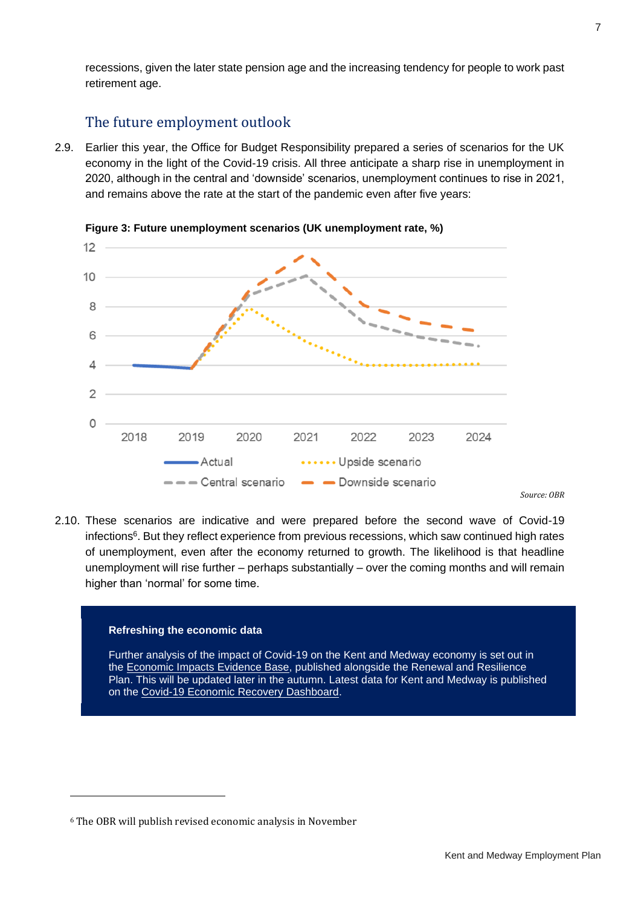recessions, given the later state pension age and the increasing tendency for people to work past retirement age.

## The future employment outlook

2.9. Earlier this year, the Office for Budget Responsibility prepared a series of scenarios for the UK economy in the light of the Covid-19 crisis. All three anticipate a sharp rise in unemployment in 2020, although in the central and 'downside' scenarios, unemployment continues to rise in 2021, and remains above the rate at the start of the pandemic even after five years:

**Figure 3: Future unemployment scenarios (UK unemployment rate, %)**

*Source: OBR*

2.10. These scenarios are indicative and were prepared before the second wave of Covid-19 infections[6]. But they reflect experience from previous recessions, which saw continued high rates of unemployment, even after the economy returned to growth. The likelihood is that headline unemployment will rise further – perhaps substantially – over the coming months and will remain higher than 'normal' for some time.

**Refreshing the economic data**

Further analysis of the impact of Covid-19 on the Kent and Medway economy is set out in the Economic Impacts Evidence Base, published alongside the Renewal and Resilience Plan. This will be updated later in the autumn. Latest data for Kent and Medway is published on the Covid-19 Economic Recovery Dashboard.

---

[6] The OBR will publish revised economic analysis in November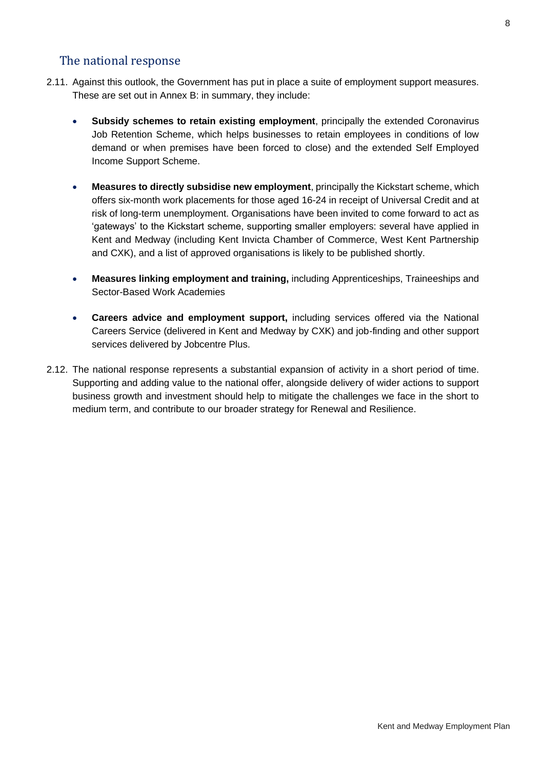## The national response

2.11. Against this outlook, the Government has put in place a suite of employment support measures. These are set out in Annex B: in summary, they include:

- **Subsidy schemes to retain existing employment**, principally the extended Coronavirus Job Retention Scheme, which helps businesses to retain employees in conditions of low demand or when premises have been forced to close) and the extended Self Employed Income Support Scheme.

- **Measures to directly subsidise new employment**, principally the Kickstart scheme, which offers six-month work placements for those aged 16-24 in receipt of Universal Credit and at risk of long-term unemployment. Organisations have been invited to come forward to act as 'gateways' to the Kickstart scheme, supporting smaller employers: several have applied in Kent and Medway (including Kent Invicta Chamber of Commerce, West Kent Partnership and CXK), and a list of approved organisations is likely to be published shortly.

- **Measures linking employment and training,** including Apprenticeships, Traineeships and Sector-Based Work Academies

- **Careers advice and employment support,** including services offered via the National Careers Service (delivered in Kent and Medway by CXK) and job-finding and other support services delivered by Jobcentre Plus.

2.12. The national response represents a substantial expansion of activity in a short period of time. Supporting and adding value to the national offer, alongside delivery of wider actions to support business growth and investment should help to mitigate the challenges we face in the short to medium term, and contribute to our broader strategy for Renewal and Resilience.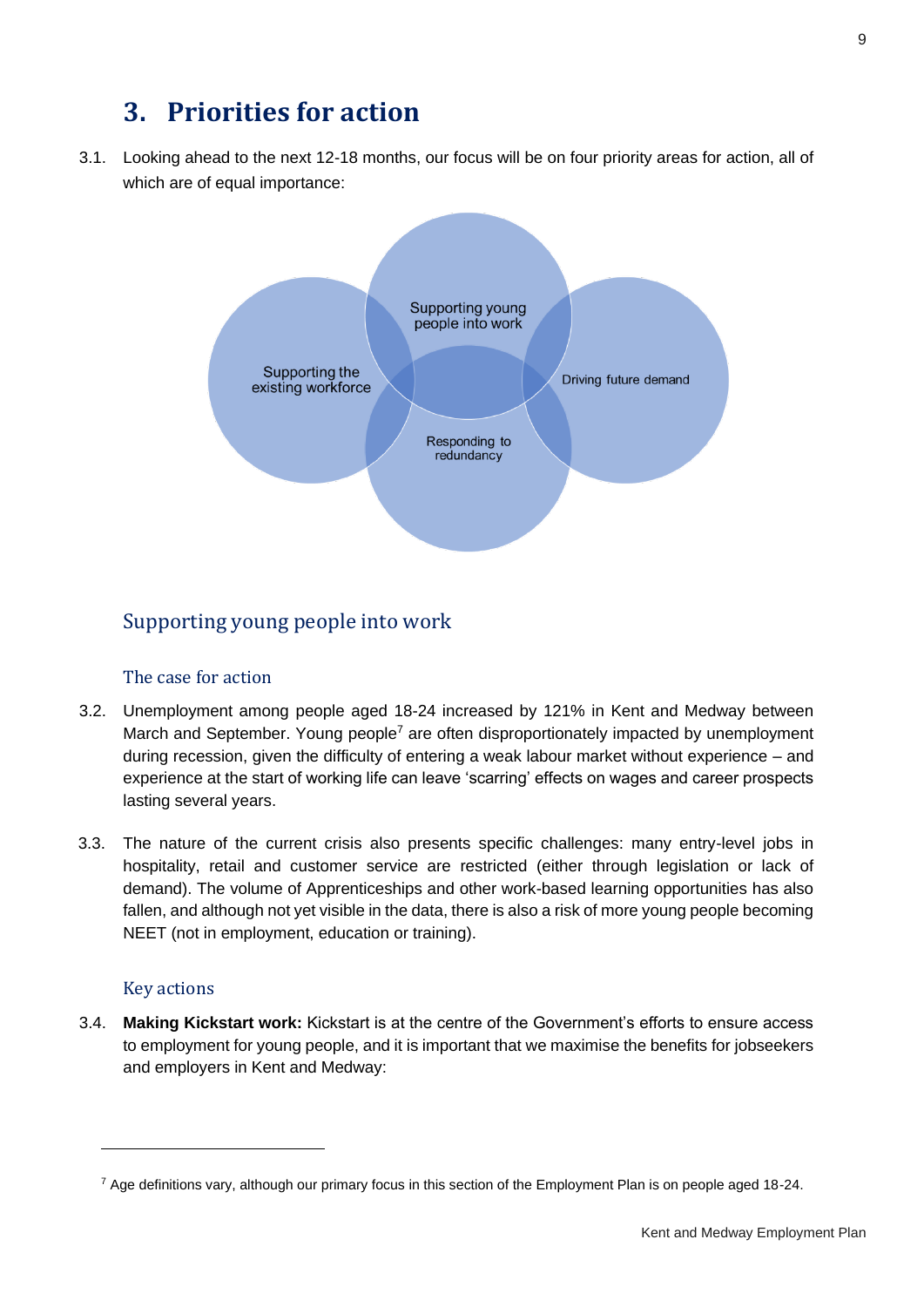# 3. Priorities for action

3.1. Looking ahead to the next 12-18 months, our focus will be on four priority areas for action, all of which are of equal importance:

- Supporting young people into work
- Supporting the existing workforce
- Driving future demand
- Responding to redundancy

## Supporting young people into work

### The case for action

3.2. Unemployment among people aged 18-24 increased by 121% in Kent and Medway between March and September. Young people[7] are often disproportionately impacted by unemployment during recession, given the difficulty of entering a weak labour market without experience – and experience at the start of working life can leave 'scarring' effects on wages and career prospects lasting several years.

3.3. The nature of the current crisis also presents specific challenges: many entry-level jobs in hospitality, retail and customer service are restricted (either through legislation or lack of demand). The volume of Apprenticeships and other work-based learning opportunities has also fallen, and although not yet visible in the data, there is also a risk of more young people becoming NEET (not in employment, education or training).

### Key actions

3.4. **Making Kickstart work:** Kickstart is at the centre of the Government's efforts to ensure access to employment for young people, and it is important that we maximise the benefits for jobseekers and employers in Kent and Medway:

[7] Age definitions vary, although our primary focus in this section of the Employment Plan is on people aged 18-24.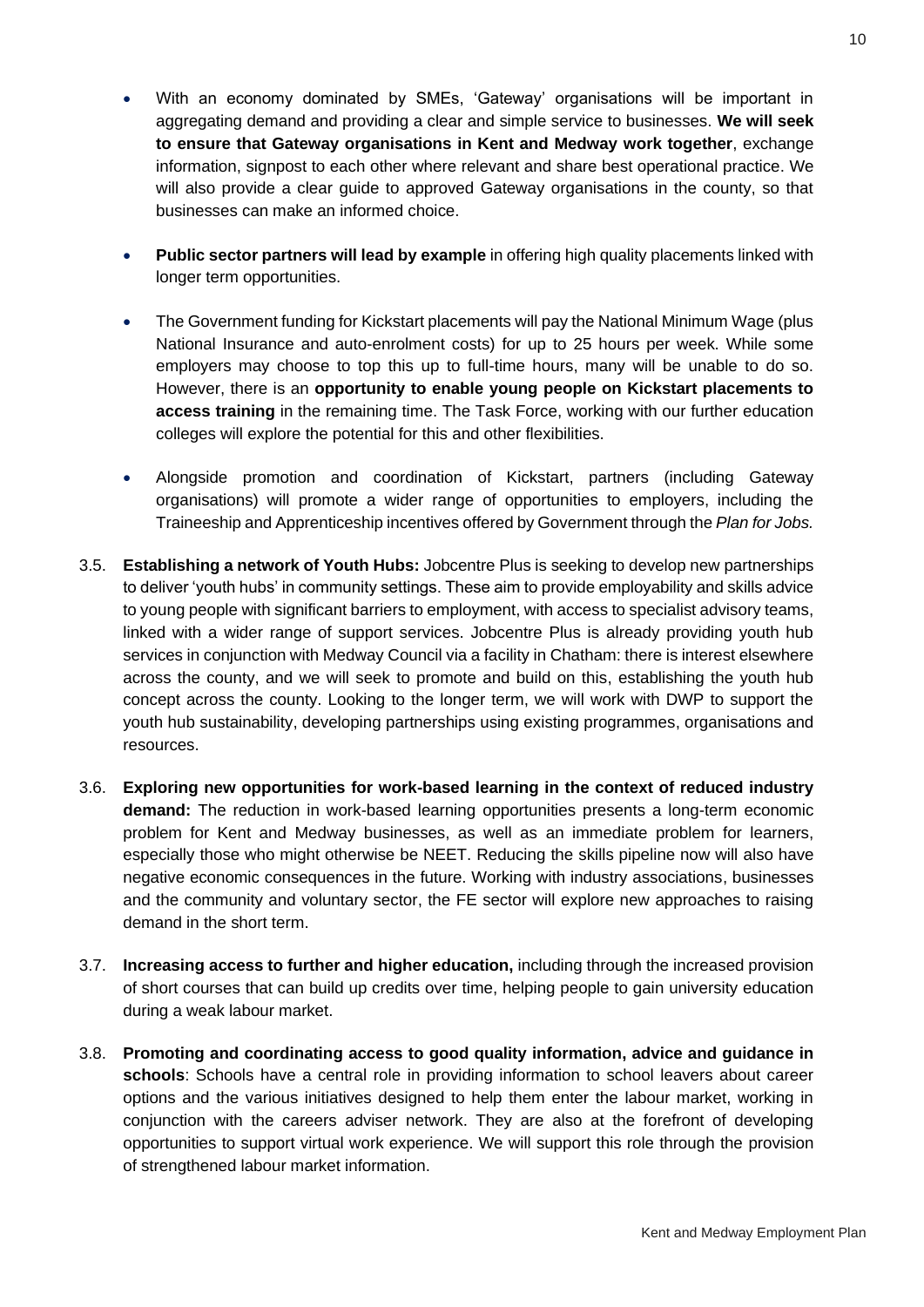- With an economy dominated by SMEs, 'Gateway' organisations will be important in aggregating demand and providing a clear and simple service to businesses. **We will seek to ensure that Gateway organisations in Kent and Medway work together**, exchange information, signpost to each other where relevant and share best operational practice. We will also provide a clear guide to approved Gateway organisations in the county, so that businesses can make an informed choice.

- **Public sector partners will lead by example** in offering high quality placements linked with longer term opportunities.

- The Government funding for Kickstart placements will pay the National Minimum Wage (plus National Insurance and auto-enrolment costs) for up to 25 hours per week. While some employers may choose to top this up to full-time hours, many will be unable to do so. However, there is an **opportunity to enable young people on Kickstart placements to access training** in the remaining time. The Task Force, working with our further education colleges will explore the potential for this and other flexibilities.

- Alongside promotion and coordination of Kickstart, partners (including Gateway organisations) will promote a wider range of opportunities to employers, including the Traineeship and Apprenticeship incentives offered by Government through the *Plan for Jobs.*

3.5. **Establishing a network of Youth Hubs:** Jobcentre Plus is seeking to develop new partnerships to deliver 'youth hubs' in community settings. These aim to provide employability and skills advice to young people with significant barriers to employment, with access to specialist advisory teams, linked with a wider range of support services. Jobcentre Plus is already providing youth hub services in conjunction with Medway Council via a facility in Chatham: there is interest elsewhere across the county, and we will seek to promote and build on this, establishing the youth hub concept across the county. Looking to the longer term, we will work with DWP to support the youth hub sustainability, developing partnerships using existing programmes, organisations and resources.

3.6. **Exploring new opportunities for work-based learning in the context of reduced industry demand:** The reduction in work-based learning opportunities presents a long-term economic problem for Kent and Medway businesses, as well as an immediate problem for learners, especially those who might otherwise be NEET. Reducing the skills pipeline now will also have negative economic consequences in the future. Working with industry associations, businesses and the community and voluntary sector, the FE sector will explore new approaches to raising demand in the short term.

3.7. **Increasing access to further and higher education,** including through the increased provision of short courses that can build up credits over time, helping people to gain university education during a weak labour market.

3.8. **Promoting and coordinating access to good quality information, advice and guidance in schools**: Schools have a central role in providing information to school leavers about career options and the various initiatives designed to help them enter the labour market, working in conjunction with the careers adviser network. They are also at the forefront of developing opportunities to support virtual work experience. We will support this role through the provision of strengthened labour market information.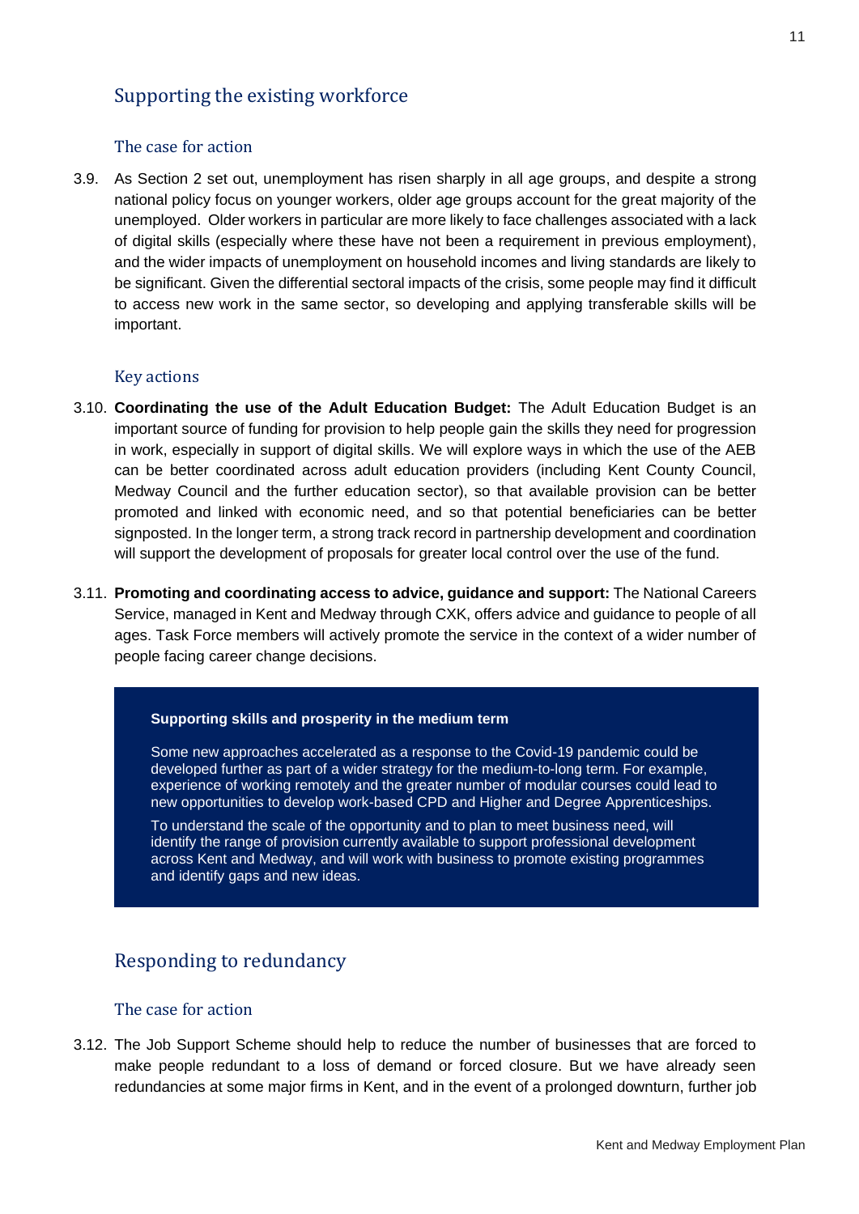## Supporting the existing workforce

### The case for action

3.9. As Section 2 set out, unemployment has risen sharply in all age groups, and despite a strong national policy focus on younger workers, older age groups account for the great majority of the unemployed. Older workers in particular are more likely to face challenges associated with a lack of digital skills (especially where these have not been a requirement in previous employment), and the wider impacts of unemployment on household incomes and living standards are likely to be significant. Given the differential sectoral impacts of the crisis, some people may find it difficult to access new work in the same sector, so developing and applying transferable skills will be important.

### Key actions

3.10. **Coordinating the use of the Adult Education Budget:** The Adult Education Budget is an important source of funding for provision to help people gain the skills they need for progression in work, especially in support of digital skills. We will explore ways in which the use of the AEB can be better coordinated across adult education providers (including Kent County Council, Medway Council and the further education sector), so that available provision can be better promoted and linked with economic need, and so that potential beneficiaries can be better signposted. In the longer term, a strong track record in partnership development and coordination will support the development of proposals for greater local control over the use of the fund.

3.11. **Promoting and coordinating access to advice, guidance and support:** The National Careers Service, managed in Kent and Medway through CXK, offers advice and guidance to people of all ages. Task Force members will actively promote the service in the context of a wider number of people facing career change decisions.

> **Supporting skills and prosperity in the medium term**
>
> Some new approaches accelerated as a response to the Covid-19 pandemic could be developed further as part of a wider strategy for the medium-to-long term. For example, experience of working remotely and the greater number of modular courses could lead to new opportunities to develop work-based CPD and Higher and Degree Apprenticeships.
>
> To understand the scale of the opportunity and to plan to meet business need, will identify the range of provision currently available to support professional development across Kent and Medway, and will work with business to promote existing programmes and identify gaps and new ideas.

## Responding to redundancy

### The case for action

3.12. The Job Support Scheme should help to reduce the number of businesses that are forced to make people redundant to a loss of demand or forced closure. But we have already seen redundancies at some major firms in Kent, and in the event of a prolonged downturn, further job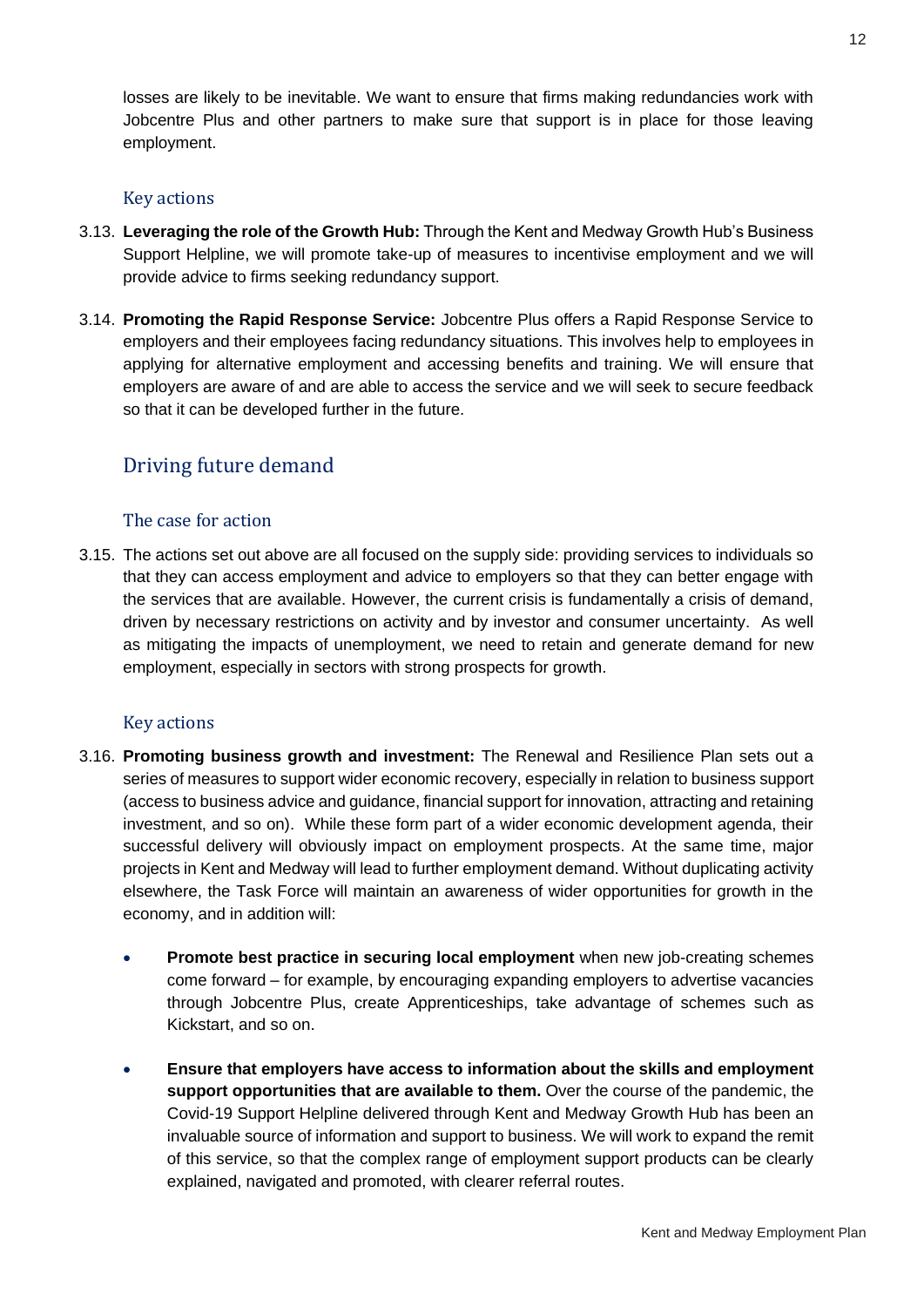losses are likely to be inevitable. We want to ensure that firms making redundancies work with Jobcentre Plus and other partners to make sure that support is in place for those leaving employment.

### Key actions

3.13. **Leveraging the role of the Growth Hub:** Through the Kent and Medway Growth Hub's Business Support Helpline, we will promote take-up of measures to incentivise employment and we will provide advice to firms seeking redundancy support.

3.14. **Promoting the Rapid Response Service:** Jobcentre Plus offers a Rapid Response Service to employers and their employees facing redundancy situations. This involves help to employees in applying for alternative employment and accessing benefits and training. We will ensure that employers are aware of and are able to access the service and we will seek to secure feedback so that it can be developed further in the future.

## Driving future demand

### The case for action

3.15. The actions set out above are all focused on the supply side: providing services to individuals so that they can access employment and advice to employers so that they can better engage with the services that are available. However, the current crisis is fundamentally a crisis of demand, driven by necessary restrictions on activity and by investor and consumer uncertainty. As well as mitigating the impacts of unemployment, we need to retain and generate demand for new employment, especially in sectors with strong prospects for growth.

### Key actions

3.16. **Promoting business growth and investment:** The Renewal and Resilience Plan sets out a series of measures to support wider economic recovery, especially in relation to business support (access to business advice and guidance, financial support for innovation, attracting and retaining investment, and so on). While these form part of a wider economic development agenda, their successful delivery will obviously impact on employment prospects. At the same time, major projects in Kent and Medway will lead to further employment demand. Without duplicating activity elsewhere, the Task Force will maintain an awareness of wider opportunities for growth in the economy, and in addition will:

- **Promote best practice in securing local employment** when new job-creating schemes come forward – for example, by encouraging expanding employers to advertise vacancies through Jobcentre Plus, create Apprenticeships, take advantage of schemes such as Kickstart, and so on.
- **Ensure that employers have access to information about the skills and employment support opportunities that are available to them.** Over the course of the pandemic, the Covid-19 Support Helpline delivered through Kent and Medway Growth Hub has been an invaluable source of information and support to business. We will work to expand the remit of this service, so that the complex range of employment support products can be clearly explained, navigated and promoted, with clearer referral routes.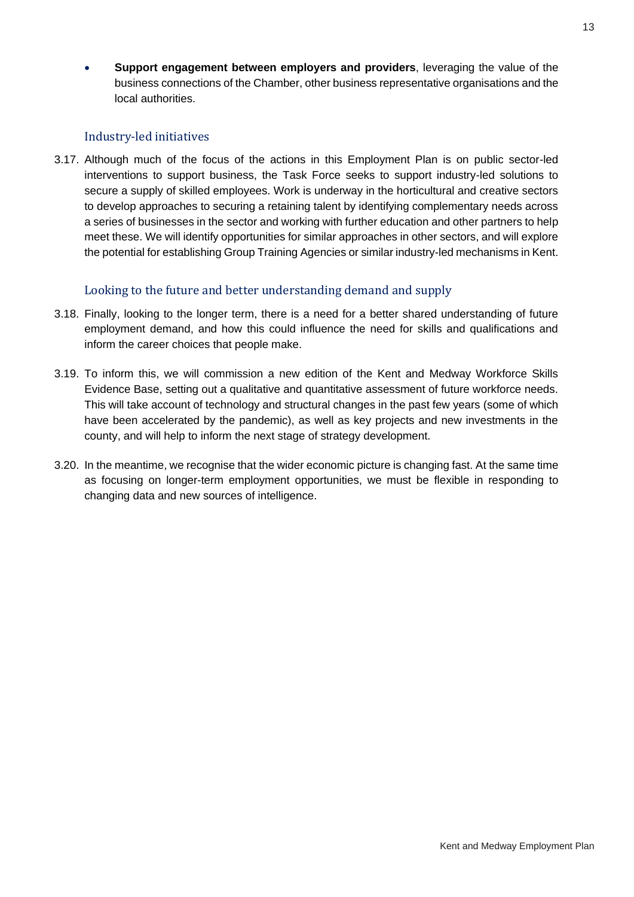- **Support engagement between employers and providers**, leveraging the value of the business connections of the Chamber, other business representative organisations and the local authorities.

### Industry-led initiatives

3.17. Although much of the focus of the actions in this Employment Plan is on public sector-led interventions to support business, the Task Force seeks to support industry-led solutions to secure a supply of skilled employees. Work is underway in the horticultural and creative sectors to develop approaches to securing a retaining talent by identifying complementary needs across a series of businesses in the sector and working with further education and other partners to help meet these. We will identify opportunities for similar approaches in other sectors, and will explore the potential for establishing Group Training Agencies or similar industry-led mechanisms in Kent.

### Looking to the future and better understanding demand and supply

3.18. Finally, looking to the longer term, there is a need for a better shared understanding of future employment demand, and how this could influence the need for skills and qualifications and inform the career choices that people make.

3.19. To inform this, we will commission a new edition of the Kent and Medway Workforce Skills Evidence Base, setting out a qualitative and quantitative assessment of future workforce needs. This will take account of technology and structural changes in the past few years (some of which have been accelerated by the pandemic), as well as key projects and new investments in the county, and will help to inform the next stage of strategy development.

3.20. In the meantime, we recognise that the wider economic picture is changing fast. At the same time as focusing on longer-term employment opportunities, we must be flexible in responding to changing data and new sources of intelligence.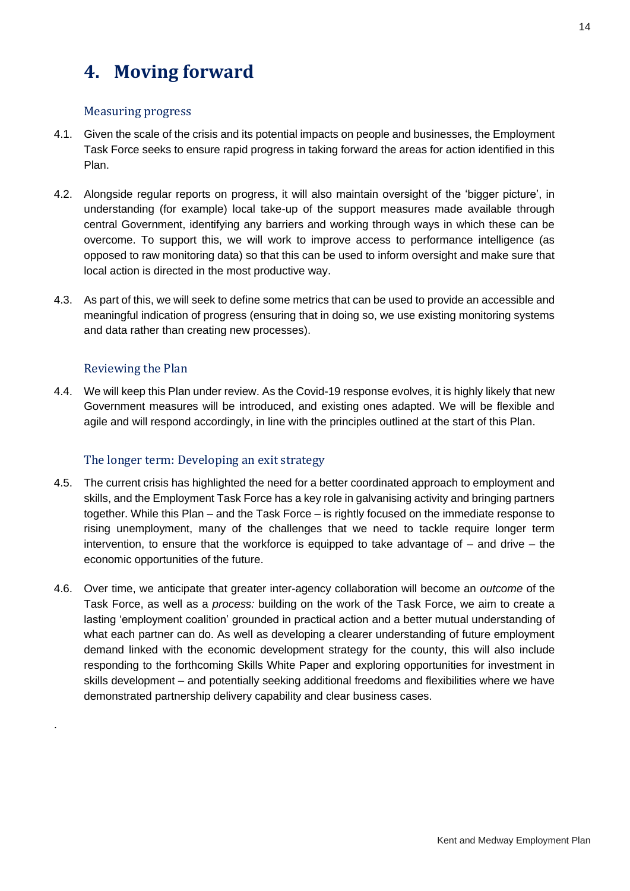# 4. Moving forward

## Measuring progress

4.1. Given the scale of the crisis and its potential impacts on people and businesses, the Employment Task Force seeks to ensure rapid progress in taking forward the areas for action identified in this Plan.

4.2. Alongside regular reports on progress, it will also maintain oversight of the 'bigger picture', in understanding (for example) local take-up of the support measures made available through central Government, identifying any barriers and working through ways in which these can be overcome. To support this, we will work to improve access to performance intelligence (as opposed to raw monitoring data) so that this can be used to inform oversight and make sure that local action is directed in the most productive way.

4.3. As part of this, we will seek to define some metrics that can be used to provide an accessible and meaningful indication of progress (ensuring that in doing so, we use existing monitoring systems and data rather than creating new processes).

## Reviewing the Plan

4.4. We will keep this Plan under review. As the Covid-19 response evolves, it is highly likely that new Government measures will be introduced, and existing ones adapted. We will be flexible and agile and will respond accordingly, in line with the principles outlined at the start of this Plan.

## The longer term: Developing an exit strategy

4.5. The current crisis has highlighted the need for a better coordinated approach to employment and skills, and the Employment Task Force has a key role in galvanising activity and bringing partners together. While this Plan – and the Task Force – is rightly focused on the immediate response to rising unemployment, many of the challenges that we need to tackle require longer term intervention, to ensure that the workforce is equipped to take advantage of – and drive – the economic opportunities of the future.

4.6. Over time, we anticipate that greater inter-agency collaboration will become an *outcome* of the Task Force, as well as a *process:* building on the work of the Task Force, we aim to create a lasting 'employment coalition' grounded in practical action and a better mutual understanding of what each partner can do. As well as developing a clearer understanding of future employment demand linked with the economic development strategy for the county, this will also include responding to the forthcoming Skills White Paper and exploring opportunities for investment in skills development – and potentially seeking additional freedoms and flexibilities where we have demonstrated partnership delivery capability and clear business cases.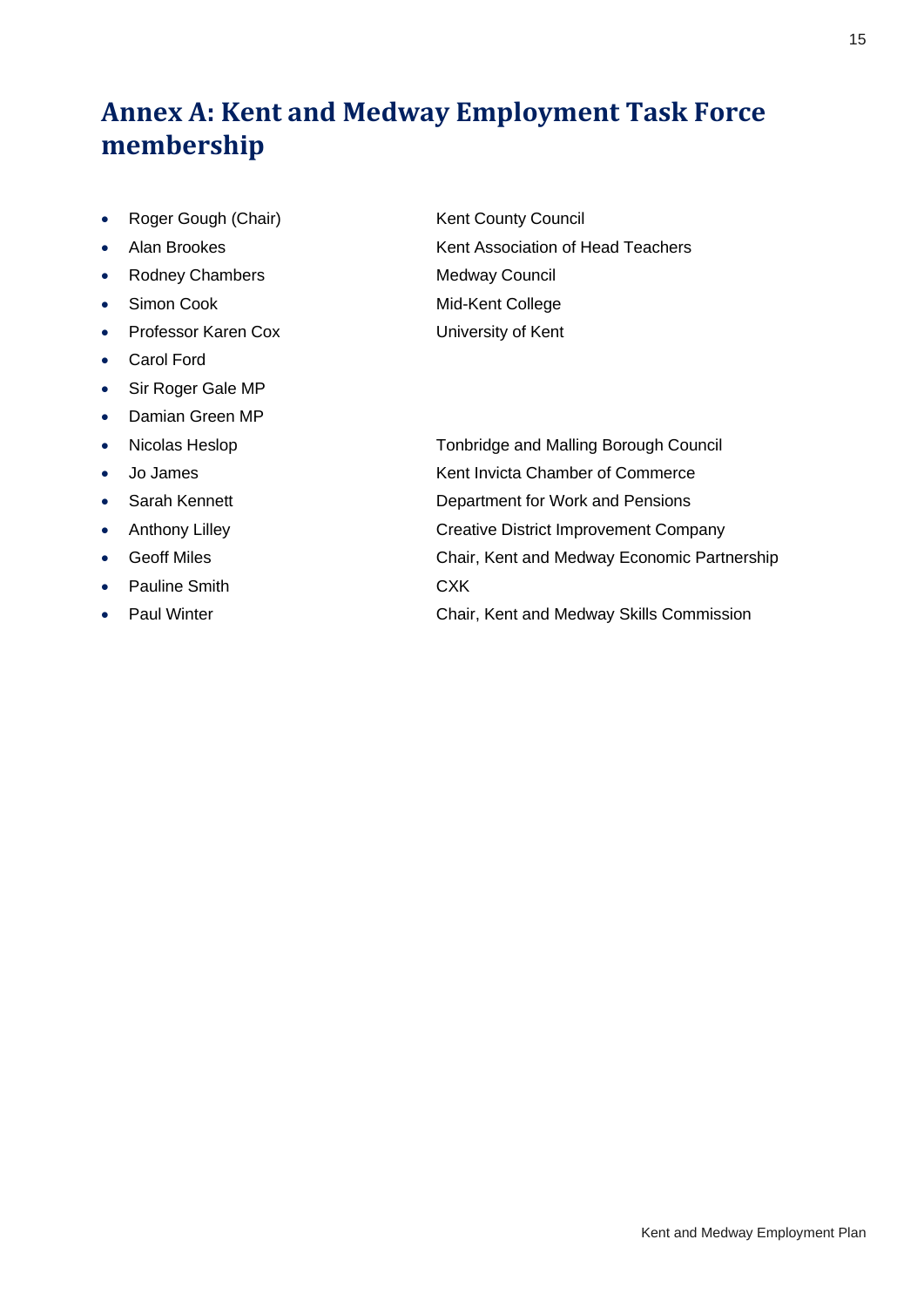# Annex A: Kent and Medway Employment Task Force membership

- Roger Gough (Chair) — Kent County Council
- Alan Brookes — Kent Association of Head Teachers
- Rodney Chambers — Medway Council
- Simon Cook — Mid-Kent College
- Professor Karen Cox — University of Kent
- Carol Ford
- Sir Roger Gale MP
- Damian Green MP
- Nicolas Heslop — Tonbridge and Malling Borough Council
- Jo James — Kent Invicta Chamber of Commerce
- Sarah Kennett — Department for Work and Pensions
- Anthony Lilley — Creative District Improvement Company
- Geoff Miles — Chair, Kent and Medway Economic Partnership
- Pauline Smith — CXK
- Paul Winter — Chair, Kent and Medway Skills Commission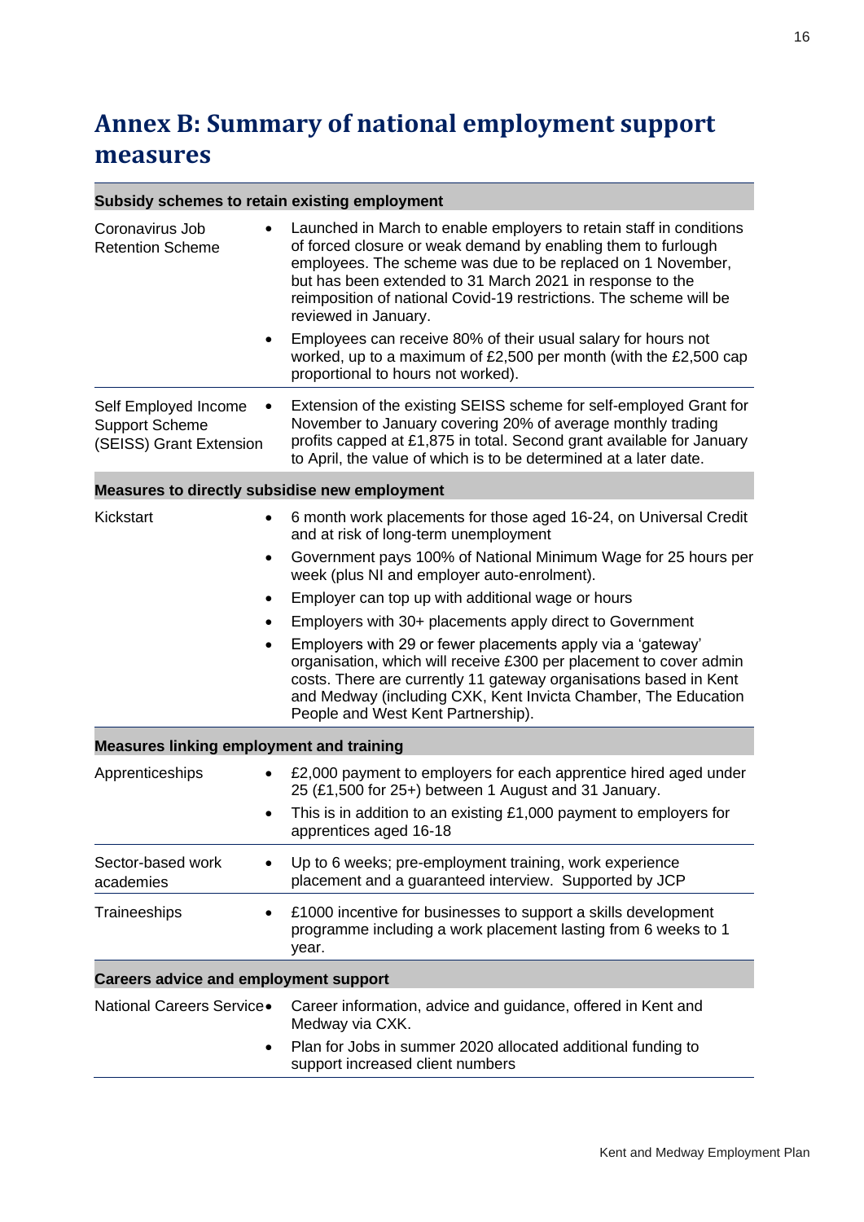# Annex B: Summary of national employment support measures

| Subsidy schemes to retain existing employment | |
|---|---|
| Coronavirus Job Retention Scheme | • Launched in March to enable employers to retain staff in conditions of forced closure or weak demand by enabling them to furlough employees. The scheme was due to be replaced on 1 November, but has been extended to 31 March 2021 in response to the reimposition of national Covid-19 restrictions. The scheme will be reviewed in January.<br>• Employees can receive 80% of their usual salary for hours not worked, up to a maximum of £2,500 per month (with the £2,500 cap proportional to hours not worked). |
| Self Employed Income Support Scheme (SEISS) Grant Extension | • Extension of the existing SEISS scheme for self-employed Grant for November to January covering 20% of average monthly trading profits capped at £1,875 in total. Second grant available for January to April, the value of which is to be determined at a later date. |
| **Measures to directly subsidise new employment** | |
| Kickstart | • 6 month work placements for those aged 16-24, on Universal Credit and at risk of long-term unemployment<br>• Government pays 100% of National Minimum Wage for 25 hours per week (plus NI and employer auto-enrolment).<br>• Employer can top up with additional wage or hours<br>• Employers with 30+ placements apply direct to Government<br>• Employers with 29 or fewer placements apply via a 'gateway' organisation, which will receive £300 per placement to cover admin costs. There are currently 11 gateway organisations based in Kent and Medway (including CXK, Kent Invicta Chamber, The Education People and West Kent Partnership). |
| **Measures linking employment and training** | |
| Apprenticeships | • £2,000 payment to employers for each apprentice hired aged under 25 (£1,500 for 25+) between 1 August and 31 January.<br>• This is in addition to an existing £1,000 payment to employers for apprentices aged 16-18 |
| Sector-based work academies | • Up to 6 weeks; pre-employment training, work experience placement and a guaranteed interview. Supported by JCP |
| Traineeships | • £1000 incentive for businesses to support a skills development programme including a work placement lasting from 6 weeks to 1 year. |
| **Careers advice and employment support** | |
| National Careers Service | • Career information, advice and guidance, offered in Kent and Medway via CXK.<br>• Plan for Jobs in summer 2020 allocated additional funding to support increased client numbers |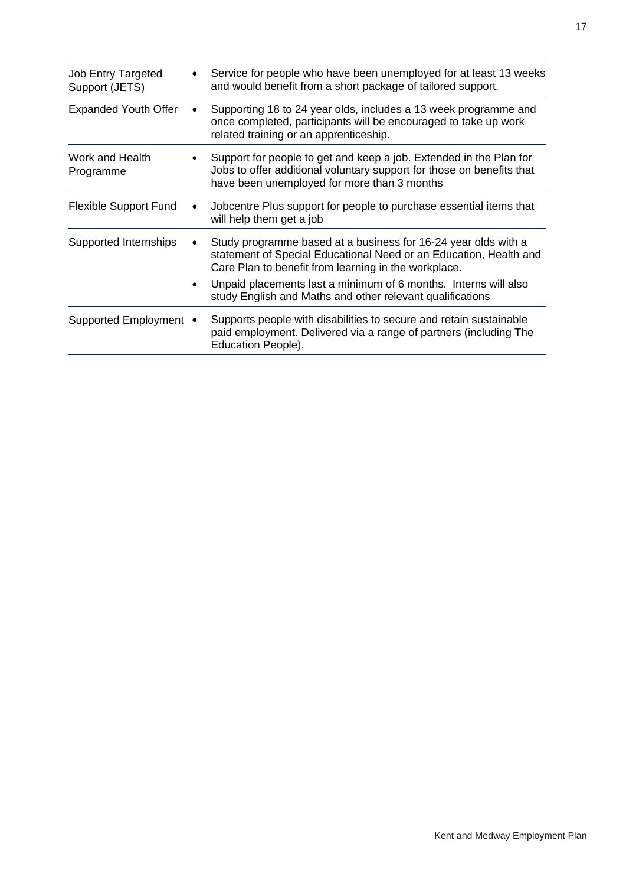| | |
|---|---|
| Job Entry Targeted Support (JETS) | • Service for people who have been unemployed for at least 13 weeks and would benefit from a short package of tailored support. |
| Expanded Youth Offer | • Supporting 18 to 24 year olds, includes a 13 week programme and once completed, participants will be encouraged to take up work related training or an apprenticeship. |
| Work and Health Programme | • Support for people to get and keep a job. Extended in the Plan for Jobs to offer additional voluntary support for those on benefits that have been unemployed for more than 3 months |
| Flexible Support Fund | • Jobcentre Plus support for people to purchase essential items that will help them get a job |
| Supported Internships | • Study programme based at a business for 16-24 year olds with a statement of Special Educational Need or an Education, Health and Care Plan to benefit from learning in the workplace.<br>• Unpaid placements last a minimum of 6 months. Interns will also study English and Maths and other relevant qualifications |
| Supported Employment | • Supports people with disabilities to secure and retain sustainable paid employment. Delivered via a range of partners (including The Education People), |